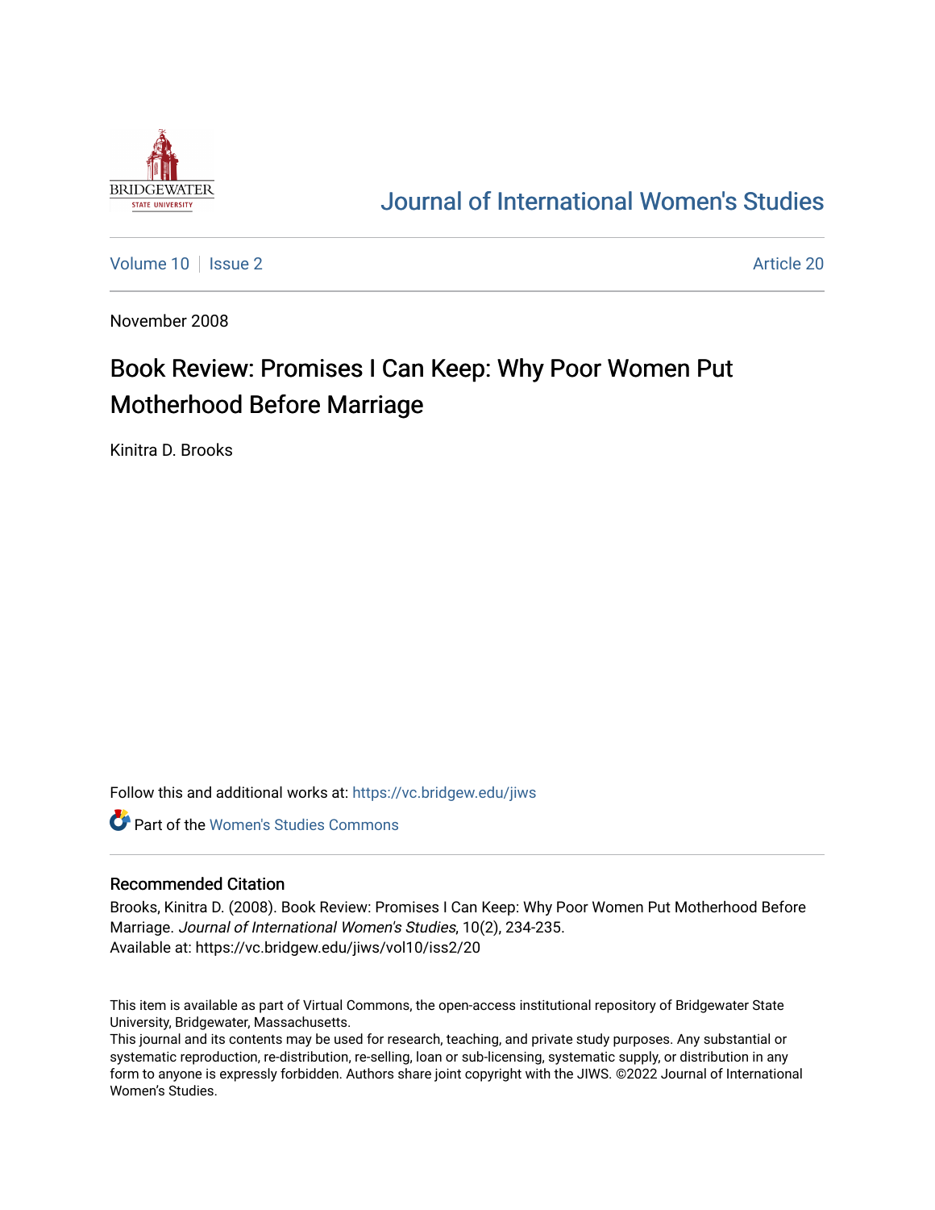Journal of International Women's Studies

Volume 10 | Issue 2 | Article 20

November 2008

# Book Review: Promises I Can Keep: Why Poor Women Put Motherhood Before Marriage

Kinitra D. Brooks

Follow this and additional works at: https://vc.bridgew.edu/jiws

Part of the Women's Studies Commons

## Recommended Citation

Brooks, Kinitra D. (2008). Book Review: Promises I Can Keep: Why Poor Women Put Motherhood Before Marriage. *Journal of International Women's Studies*, 10(2), 234-235.
Available at: https://vc.bridgew.edu/jiws/vol10/iss2/20

This item is available as part of Virtual Commons, the open-access institutional repository of Bridgewater State University, Bridgewater, Massachusetts.
This journal and its contents may be used for research, teaching, and private study purposes. Any substantial or systematic reproduction, re-distribution, re-selling, loan or sub-licensing, systematic supply, or distribution in any form to anyone is expressly forbidden. Authors share joint copyright with the JIWS. ©2022 Journal of International Women's Studies.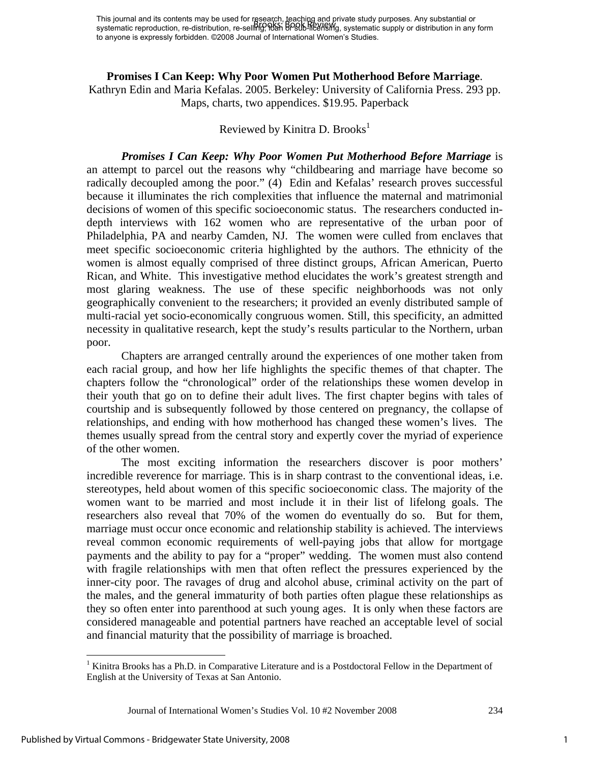**Promises I Can Keep: Why Poor Women Put Motherhood Before Marriage**.
Kathryn Edin and Maria Kefalas. 2005. Berkeley: University of California Press. 293 pp. Maps, charts, two appendices. $19.95. Paperback

Reviewed by Kinitra D. Brooks[1]

***Promises I Can Keep: Why Poor Women Put Motherhood Before Marriage*** is an attempt to parcel out the reasons why "childbearing and marriage have become so radically decoupled among the poor." (4) Edin and Kefalas' research proves successful because it illuminates the rich complexities that influence the maternal and matrimonial decisions of women of this specific socioeconomic status. The researchers conducted in-depth interviews with 162 women who are representative of the urban poor of Philadelphia, PA and nearby Camden, NJ. The women were culled from enclaves that meet specific socioeconomic criteria highlighted by the authors. The ethnicity of the women is almost equally comprised of three distinct groups, African American, Puerto Rican, and White. This investigative method elucidates the work's greatest strength and most glaring weakness. The use of these specific neighborhoods was not only geographically convenient to the researchers; it provided an evenly distributed sample of multi-racial yet socio-economically congruous women. Still, this specificity, an admitted necessity in qualitative research, kept the study's results particular to the Northern, urban poor.

Chapters are arranged centrally around the experiences of one mother taken from each racial group, and how her life highlights the specific themes of that chapter. The chapters follow the "chronological" order of the relationships these women develop in their youth that go on to define their adult lives. The first chapter begins with tales of courtship and is subsequently followed by those centered on pregnancy, the collapse of relationships, and ending with how motherhood has changed these women's lives. The themes usually spread from the central story and expertly cover the myriad of experience of the other women.

The most exciting information the researchers discover is poor mothers' incredible reverence for marriage. This is in sharp contrast to the conventional ideas, i.e. stereotypes, held about women of this specific socioeconomic class. The majority of the women want to be married and most include it in their list of lifelong goals. The researchers also reveal that 70% of the women do eventually do so. But for them, marriage must occur once economic and relationship stability is achieved. The interviews reveal common economic requirements of well-paying jobs that allow for mortgage payments and the ability to pay for a "proper" wedding. The women must also contend with fragile relationships with men that often reflect the pressures experienced by the inner-city poor. The ravages of drug and alcohol abuse, criminal activity on the part of the males, and the general immaturity of both parties often plague these relationships as they so often enter into parenthood at such young ages. It is only when these factors are considered manageable and potential partners have reached an acceptable level of social and financial maturity that the possibility of marriage is broached.

---

[1] Kinitra Brooks has a Ph.D. in Comparative Literature and is a Postdoctoral Fellow in the Department of English at the University of Texas at San Antonio.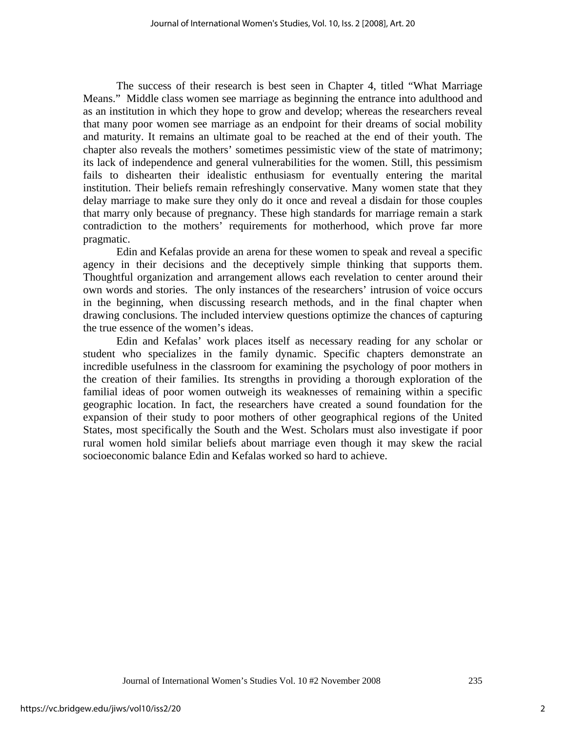The success of their research is best seen in Chapter 4, titled "What Marriage Means." Middle class women see marriage as beginning the entrance into adulthood and as an institution in which they hope to grow and develop; whereas the researchers reveal that many poor women see marriage as an endpoint for their dreams of social mobility and maturity. It remains an ultimate goal to be reached at the end of their youth. The chapter also reveals the mothers' sometimes pessimistic view of the state of matrimony; its lack of independence and general vulnerabilities for the women. Still, this pessimism fails to dishearten their idealistic enthusiasm for eventually entering the marital institution. Their beliefs remain refreshingly conservative. Many women state that they delay marriage to make sure they only do it once and reveal a disdain for those couples that marry only because of pregnancy. These high standards for marriage remain a stark contradiction to the mothers' requirements for motherhood, which prove far more pragmatic.

Edin and Kefalas provide an arena for these women to speak and reveal a specific agency in their decisions and the deceptively simple thinking that supports them. Thoughtful organization and arrangement allows each revelation to center around their own words and stories. The only instances of the researchers' intrusion of voice occurs in the beginning, when discussing research methods, and in the final chapter when drawing conclusions. The included interview questions optimize the chances of capturing the true essence of the women's ideas.

Edin and Kefalas' work places itself as necessary reading for any scholar or student who specializes in the family dynamic. Specific chapters demonstrate an incredible usefulness in the classroom for examining the psychology of poor mothers in the creation of their families. Its strengths in providing a thorough exploration of the familial ideas of poor women outweigh its weaknesses of remaining within a specific geographic location. In fact, the researchers have created a sound foundation for the expansion of their study to poor mothers of other geographical regions of the United States, most specifically the South and the West. Scholars must also investigate if poor rural women hold similar beliefs about marriage even though it may skew the racial socioeconomic balance Edin and Kefalas worked so hard to achieve.